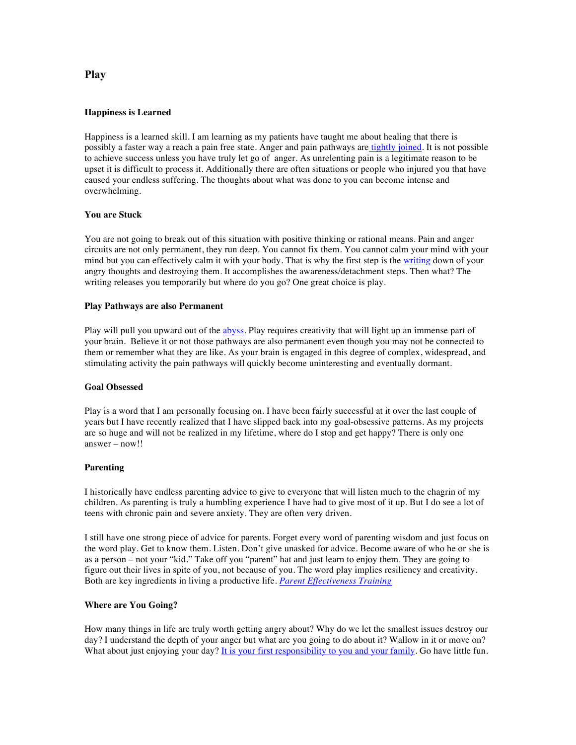# Play

## Happiness is Learned

Happiness is a learned skill. I am learning as my patients have taught me about healing that there is possibly a faster way a reach a pain free state. Anger and pain pathways are tightly joined. It is not possible to achieve success unless you have truly let go of anger. As unrelenting pain is a legitimate reason to be upset it is difficult to process it. Additionally there are often situations or people who injured you that have caused your endless suffering. The thoughts about what was done to you can become intense and overwhelming.

## You are Stuck

You are not going to break out of this situation with positive thinking or rational means. Pain and anger circuits are not only permanent, they run deep. You cannot fix them. You cannot calm your mind with your mind but you can effectively calm it with your body. That is why the first step is the writing down of your angry thoughts and destroying them. It accomplishes the awareness/detachment steps. Then what? The writing releases you temporarily but where do you go? One great choice is play.

## Play Pathways are also Permanent

Play will pull you upward out of the abyss. Play requires creativity that will light up an immense part of your brain. Believe it or not those pathways are also permanent even though you may not be connected to them or remember what they are like. As your brain is engaged in this degree of complex, widespread, and stimulating activity the pain pathways will quickly become uninteresting and eventually dormant.

## Goal Obsessed

Play is a word that I am personally focusing on. I have been fairly successful at it over the last couple of years but I have recently realized that I have slipped back into my goal-obsessive patterns. As my projects are so huge and will not be realized in my lifetime, where do I stop and get happy? There is only one answer – now!!

## Parenting

I historically have endless parenting advice to give to everyone that will listen much to the chagrin of my children. As parenting is truly a humbling experience I have had to give most of it up. But I do see a lot of teens with chronic pain and severe anxiety. They are often very driven.

I still have one strong piece of advice for parents. Forget every word of parenting wisdom and just focus on the word play. Get to know them. Listen. Don't give unasked for advice. Become aware of who he or she is as a person – not your "kid." Take off you "parent" hat and just learn to enjoy them. They are going to figure out their lives in spite of you, not because of you. The word play implies resiliency and creativity. Both are key ingredients in living a productive life. *Parent Effectiveness Training*

## Where are You Going?

How many things in life are truly worth getting angry about? Why do we let the smallest issues destroy our day? I understand the depth of your anger but what are you going to do about it? Wallow in it or move on? What about just enjoying your day? It is your first responsibility to you and your family. Go have little fun.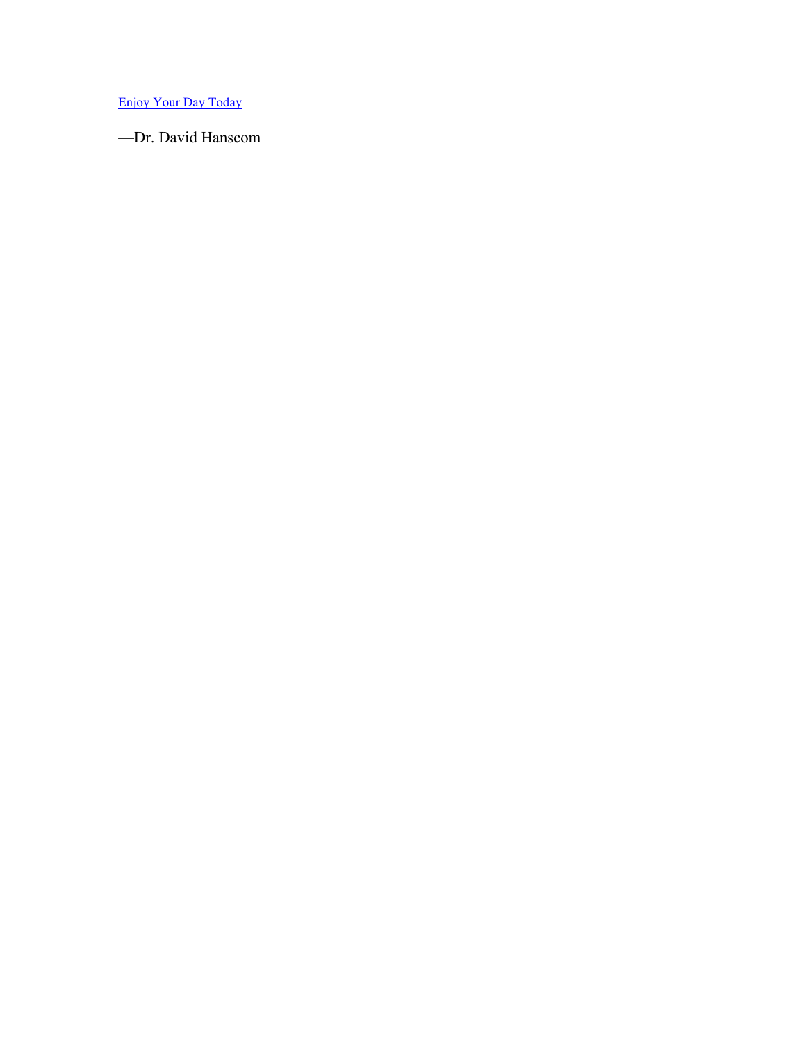Enjoy Your Day Today

—Dr. David Hanscom